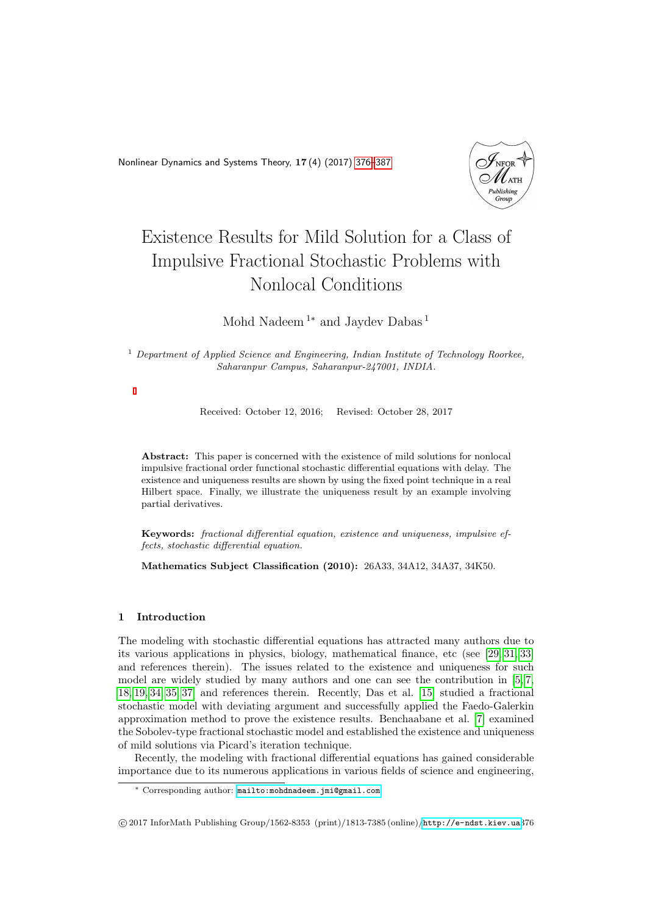# Existence Results for Mild Solution for a Class of Impulsive Fractional Stochastic Problems with Nonlocal Conditions

Mohd Nadeem [1*] and Jaydev Dabas [1]

[1] *Department of Applied Science and Engineering, Indian Institute of Technology Roorkee, Saharanpur Campus, Saharanpur-247001, INDIA.*

Received: October 12, 2016; Revised: October 28, 2017

**Abstract:** This paper is concerned with the existence of mild solutions for nonlocal impulsive fractional order functional stochastic differential equations with delay. The existence and uniqueness results are shown by using the fixed point technique in a real Hilbert space. Finally, we illustrate the uniqueness result by an example involving partial derivatives.

**Keywords:** *fractional differential equation, existence and uniqueness, impulsive effects, stochastic differential equation.*

**Mathematics Subject Classification (2010):** 26A33, 34A12, 34A37, 34K50.

## 1 Introduction

The modeling with stochastic differential equations has attracted many authors due to its various applications in physics, biology, mathematical finance, etc (see [29, 31, 33] and references therein). The issues related to the existence and uniqueness for such model are widely studied by many authors and one can see the contribution in [5, 7, 18, 19, 34, 35, 37] and references therein. Recently, Das et al. [15] studied a fractional stochastic model with deviating argument and successfully applied the Faedo-Galerkin approximation method to prove the existence results. Benchaabane et al. [7] examined the Sobolev-type fractional stochastic model and established the existence and uniqueness of mild solutions via Picard's iteration technique.

Recently, the modeling with fractional differential equations has gained considerable importance due to its numerous applications in various fields of science and engineering,

* Corresponding author: mailto:mohdnadeem.jmi@gmail.com

© 2017 InforMath Publishing Group/1562-8353 (print)/1813-7385 (online)/http://e-ndst.kiev.ua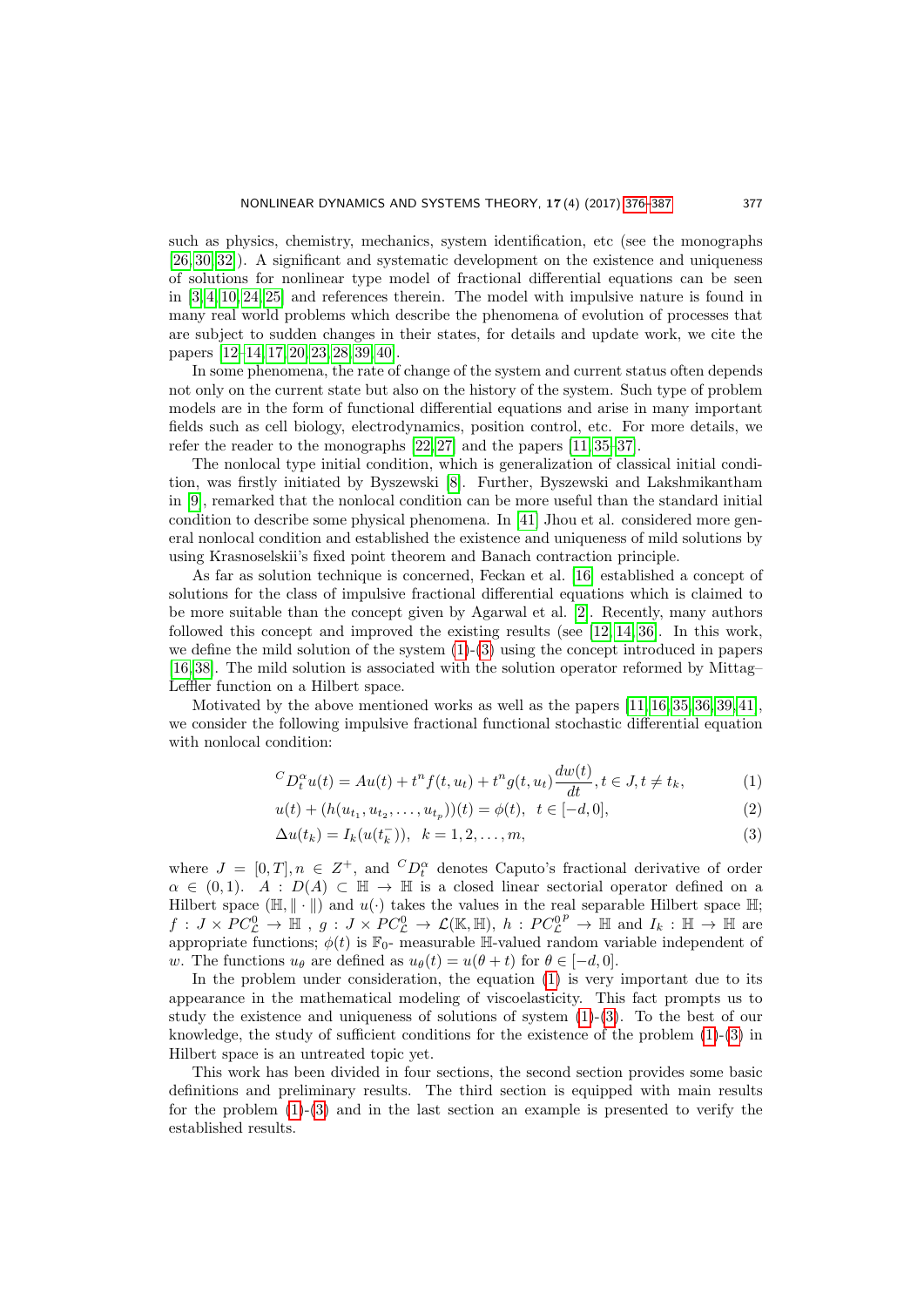such as physics, chemistry, mechanics, system identification, etc (see the monographs [26, 30, 32]). A significant and systematic development on the existence and uniqueness of solutions for nonlinear type model of fractional differential equations can be seen in [3, 4, 10, 24, 25] and references therein. The model with impulsive nature is found in many real world problems which describe the phenomena of evolution of processes that are subject to sudden changes in their states, for details and update work, we cite the papers [12–14, 17, 20, 23, 28, 39, 40].

In some phenomena, the rate of change of the system and current status often depends not only on the current state but also on the history of the system. Such type of problem models are in the form of functional differential equations and arise in many important fields such as cell biology, electrodynamics, position control, etc. For more details, we refer the reader to the monographs [22, 27] and the papers [11, 35–37].

The nonlocal type initial condition, which is generalization of classical initial condition, was firstly initiated by Byszewski [8]. Further, Byszewski and Lakshmikantham in [9], remarked that the nonlocal condition can be more useful than the standard initial condition to describe some physical phenomena. In [41] Jhou et al. considered more general nonlocal condition and established the existence and uniqueness of mild solutions by using Krasnoselskii's fixed point theorem and Banach contraction principle.

As far as solution technique is concerned, Feckan et al. [16] established a concept of solutions for the class of impulsive fractional differential equations which is claimed to be more suitable than the concept given by Agarwal et al. [2]. Recently, many authors followed this concept and improved the existing results (see [12, 14, 36]. In this work, we define the mild solution of the system (1)-(3) using the concept introduced in papers [16, 38]. The mild solution is associated with the solution operator reformed by Mittag–Leffler function on a Hilbert space.

Motivated by the above mentioned works as well as the papers [11, 16, 35, 36, 39, 41], we consider the following impulsive fractional functional stochastic differential equation with nonlocal condition:

$$^{C}D_t^{\alpha}u(t) = Au(t) + t^n f(t, u_t) + t^n g(t, u_t)\frac{dw(t)}{dt}, t \in J, t \neq t_k, \tag{1}$$

$$u(t) + (h(u_{t_1}, u_{t_2}, \ldots, u_{t_p}))(t) = \phi(t), \quad t \in [-d, 0], \tag{2}$$

$$\Delta u(t_k) = I_k(u(t_k^-)), \quad k = 1, 2, \ldots, m, \tag{3}$$

where $J = [0, T], n \in Z^+$, and $^{C}D_t^{\alpha}$ denotes Caputo's fractional derivative of order $\alpha \in (0, 1)$. $A : D(A) \subset \mathbb{H} \to \mathbb{H}$ is a closed linear sectorial operator defined on a Hilbert space $(\mathbb{H}, \| \cdot \|)$ and $u(\cdot)$ takes the values in the real separable Hilbert space $\mathbb{H}$; $f : J \times PC_{\mathcal{L}}^0 \to \mathbb{H}$ , $g : J \times PC_{\mathcal{L}}^0 \to \mathcal{L}(\mathbb{K}, \mathbb{H})$, $h : PC_{\mathcal{L}}^{0^p} \to \mathbb{H}$ and $I_k : \mathbb{H} \to \mathbb{H}$ are appropriate functions; $\phi(t)$ is $\mathbb{F}_0$- measurable $\mathbb{H}$-valued random variable independent of $w$. The functions $u_\theta$ are defined as $u_\theta(t) = u(\theta + t)$ for $\theta \in [-d, 0]$.

In the problem under consideration, the equation (1) is very important due to its appearance in the mathematical modeling of viscoelasticity. This fact prompts us to study the existence and uniqueness of solutions of system (1)-(3). To the best of our knowledge, the study of sufficient conditions for the existence of the problem (1)-(3) in Hilbert space is an untreated topic yet.

This work has been divided in four sections, the second section provides some basic definitions and preliminary results. The third section is equipped with main results for the problem (1)-(3) and in the last section an example is presented to verify the established results.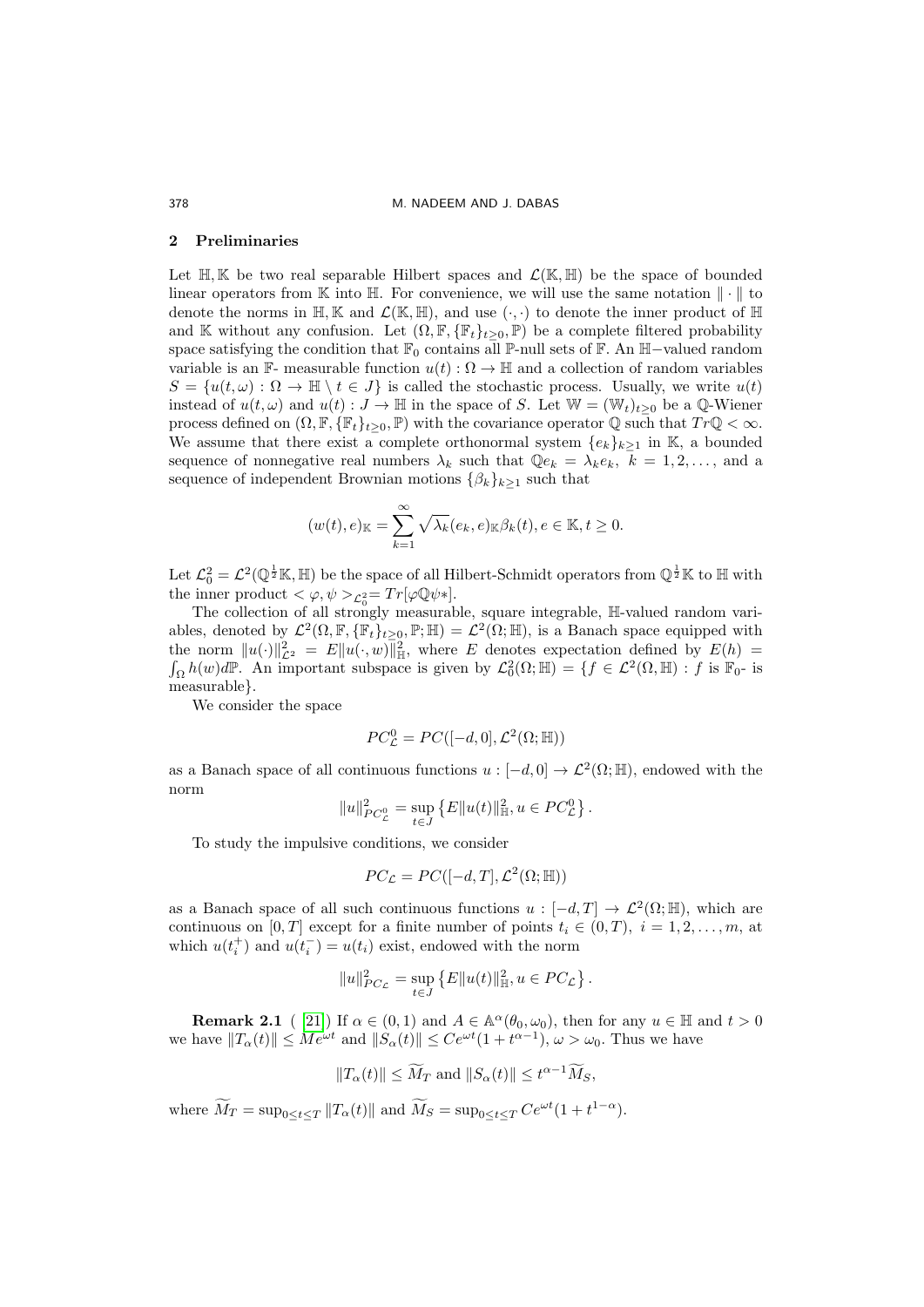## 2 Preliminaries

Let $\mathbb{H}, \mathbb{K}$ be two real separable Hilbert spaces and $\mathcal{L}(\mathbb{K}, \mathbb{H})$ be the space of bounded linear operators from $\mathbb{K}$ into $\mathbb{H}$. For convenience, we will use the same notation $\|\cdot\|$ to denote the norms in $\mathbb{H}, \mathbb{K}$ and $\mathcal{L}(\mathbb{K}, \mathbb{H})$, and use $(\cdot, \cdot)$ to denote the inner product of $\mathbb{H}$ and $\mathbb{K}$ without any confusion. Let $(\Omega, \mathbb{F}, \{\mathbb{F}_t\}_{t\geq 0}, \mathbb{P})$ be a complete filtered probability space satisfying the condition that $\mathbb{F}_0$ contains all $\mathbb{P}$-null sets of $\mathbb{F}$. An $\mathbb{H}-$valued random variable is an $\mathbb{F}$- measurable function $u(t) : \Omega \to \mathbb{H}$ and a collection of random variables $S = \{u(t, \omega) : \Omega \to \mathbb{H} \setminus t \in J\}$ is called the stochastic process. Usually, we write $u(t)$ instead of $u(t, \omega)$ and $u(t) : J \to \mathbb{H}$ in the space of $S$. Let $\mathbb{W} = (\mathbb{W}_t)_{t\geq 0}$ be a $\mathbb{Q}$-Wiener process defined on $(\Omega, \mathbb{F}, \{\mathbb{F}_t\}_{t\geq 0}, \mathbb{P})$ with the covariance operator $\mathbb{Q}$ such that $Tr\mathbb{Q} < \infty$. We assume that there exist a complete orthonormal system $\{e_k\}_{k\geq 1}$ in $\mathbb{K}$, a bounded sequence of nonnegative real numbers $\lambda_k$ such that $\mathbb{Q}e_k = \lambda_k e_k$, $k = 1, 2, \ldots$, and a sequence of independent Brownian motions $\{\beta_k\}_{k\geq 1}$ such that

$$(w(t), e)_{\mathbb{K}} = \sum_{k=1}^{\infty} \sqrt{\lambda_k}(e_k, e)_{\mathbb{K}}\beta_k(t), e \in \mathbb{K}, t \geq 0.$$

Let $\mathcal{L}_0^2 = \mathcal{L}^2(\mathbb{Q}^{\frac{1}{2}}\mathbb{K}, \mathbb{H})$ be the space of all Hilbert-Schmidt operators from $\mathbb{Q}^{\frac{1}{2}}\mathbb{K}$ to $\mathbb{H}$ with the inner product $<\varphi, \psi>_{\mathcal{L}_0^2}= Tr[\varphi\mathbb{Q}\psi*]$.

The collection of all strongly measurable, square integrable, $\mathbb{H}$-valued random variables, denoted by $\mathcal{L}^2(\Omega, \mathbb{F}, \{\mathbb{F}_t\}_{t\geq 0}, \mathbb{P}; \mathbb{H}) = \mathcal{L}^2(\Omega; \mathbb{H})$, is a Banach space equipped with the norm $\|u(\cdot)\|_{\mathcal{L}^2}^2 = E\|u(\cdot, w)\|_{\mathbb{H}}^2$, where $E$ denotes expectation defined by $E(h) = \int_\Omega h(w)d\mathbb{P}$. An important subspace is given by $\mathcal{L}_0^2(\Omega; \mathbb{H}) = \{f \in \mathcal{L}^2(\Omega, \mathbb{H}) : f$ is $\mathbb{F}_0$- is measurable$\}$.

We consider the space

$$PC_{\mathcal{L}}^0 = PC([-d, 0], \mathcal{L}^2(\Omega; \mathbb{H}))$$

as a Banach space of all continuous functions $u : [-d, 0] \to \mathcal{L}^2(\Omega; \mathbb{H})$, endowed with the norm

$$\|u\|_{PC_{\mathcal{L}}^0}^2 = \sup_{t\in J} \left\{E\|u(t)\|_{\mathbb{H}}^2, u \in PC_{\mathcal{L}}^0\right\}.$$

To study the impulsive conditions, we consider

$$PC_{\mathcal{L}} = PC([-d, T], \mathcal{L}^2(\Omega; \mathbb{H}))$$

as a Banach space of all such continuous functions $u : [-d, T] \to \mathcal{L}^2(\Omega; \mathbb{H})$, which are continuous on $[0, T]$ except for a finite number of points $t_i \in (0, T)$, $i = 1, 2, \ldots, m$, at which $u(t_i^+)$ and $u(t_i^-) = u(t_i)$ exist, endowed with the norm

$$\|u\|_{PC_{\mathcal{L}}}^2 = \sup_{t\in J} \left\{E\|u(t)\|_{\mathbb{H}}^2, u \in PC_{\mathcal{L}}\right\}.$$

**Remark 2.1** ( [21]) If $\alpha \in (0, 1)$ and $A \in \mathbb{A}^\alpha(\theta_0, \omega_0)$, then for any $u \in \mathbb{H}$ and $t > 0$ we have $\|T_\alpha(t)\| \leq Me^{\omega t}$ and $\|S_\alpha(t)\| \leq Ce^{\omega t}(1 + t^{\alpha-1})$, $\omega > \omega_0$. Thus we have

$$\|T_\alpha(t)\| \leq \widetilde{M}_T \text{ and } \|S_\alpha(t)\| \leq t^{\alpha-1}\widetilde{M}_S,$$

where $\widetilde{M}_T = \sup_{0\leq t\leq T} \|T_\alpha(t)\|$ and $\widetilde{M}_S = \sup_{0\leq t\leq T} Ce^{\omega t}(1 + t^{1-\alpha})$.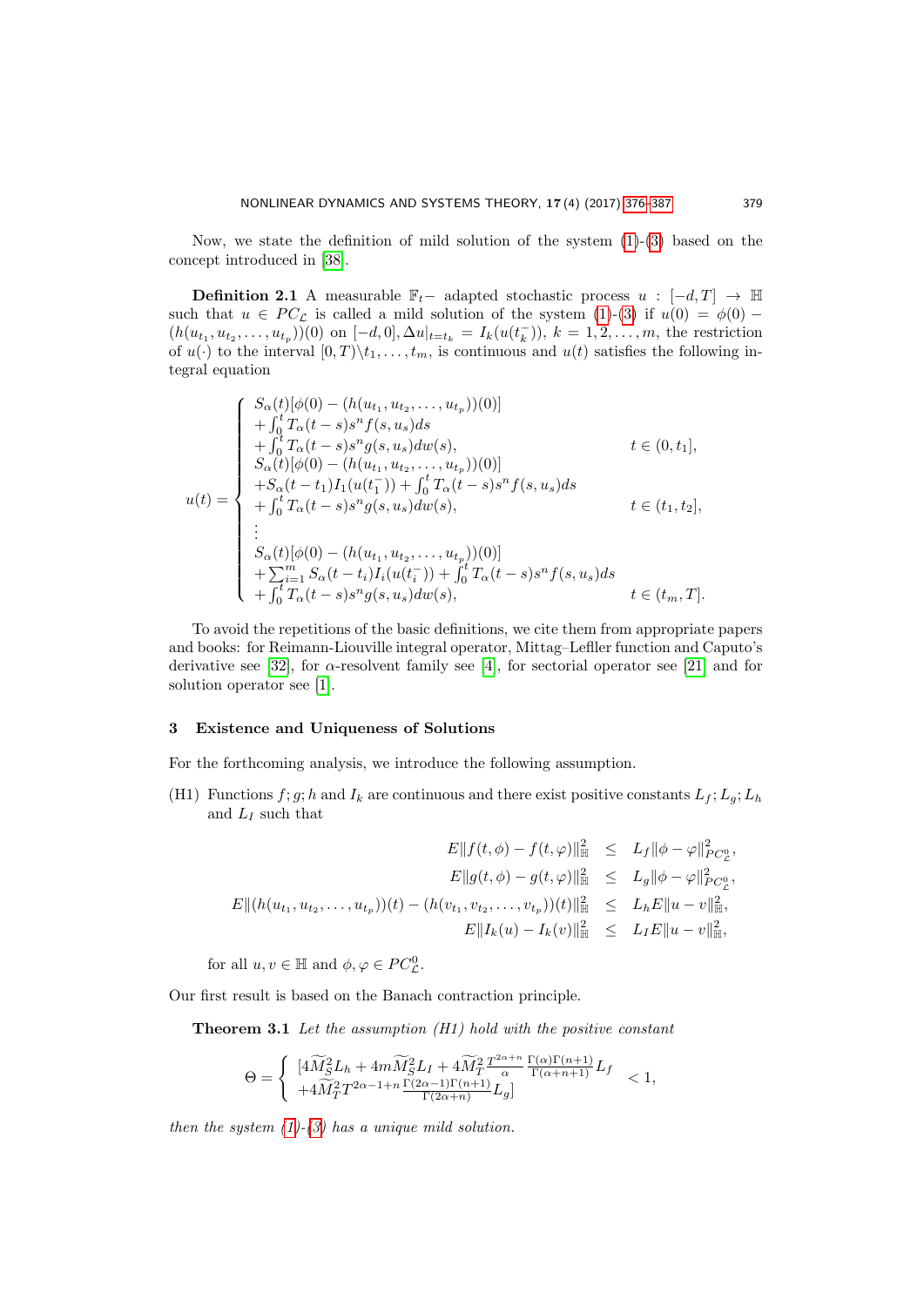Now, we state the definition of mild solution of the system (1)-(3) based on the concept introduced in [38].

**Definition 2.1** A measurable $\mathbb{F}_t-$ adapted stochastic process $u : [-d, T] \to \mathbb{H}$ such that $u \in PC_{\mathcal{L}}$ is called a mild solution of the system (1)-(3) if $u(0) = \phi(0) - (h(u_{t_1}, u_{t_2}, \ldots, u_{t_p}))(0)$ on $[-d, 0], \Delta u|_{t=t_k} = I_k(u(t_k^-))$, $k = 1, 2, \ldots, m$, the restriction of $u(\cdot)$ to the interval $[0, T)\backslash t_1, \ldots, t_m$, is continuous and $u(t)$ satisfies the following integral equation

$$
u(t) = \begin{cases}
S_\alpha(t)[\phi(0) - (h(u_{t_1}, u_{t_2}, \ldots, u_{t_p}))(0)] \\
+ \int_0^t T_\alpha(t-s)s^n f(s, u_s)ds \\
+ \int_0^t T_\alpha(t-s)s^n g(s, u_s)dw(s), & t \in (0, t_1], \\
S_\alpha(t)[\phi(0) - (h(u_{t_1}, u_{t_2}, \ldots, u_{t_p}))(0)] \\
+ S_\alpha(t-t_1)I_1(u(t_1^-)) + \int_0^t T_\alpha(t-s)s^n f(s, u_s)ds \\
+ \int_0^t T_\alpha(t-s)s^n g(s, u_s)dw(s), & t \in (t_1, t_2], \\
\vdots \\
S_\alpha(t)[\phi(0) - (h(u_{t_1}, u_{t_2}, \ldots, u_{t_p}))(0)] \\
+ \sum_{i=1}^m S_\alpha(t-t_i)I_i(u(t_i^-)) + \int_0^t T_\alpha(t-s)s^n f(s, u_s)ds \\
+ \int_0^t T_\alpha(t-s)s^n g(s, u_s)dw(s), & t \in (t_m, T].
\end{cases}
$$

To avoid the repetitions of the basic definitions, we cite them from appropriate papers and books: for Reimann-Liouville integral operator, Mittag–Lefller function and Caputo's derivative see [32], for $\alpha$-resolvent family see [4], for sectorial operator see [21] and for solution operator see [1].

## 3 Existence and Uniqueness of Solutions

For the forthcoming analysis, we introduce the following assumption.

(H1) Functions $f; g; h$ and $I_k$ are continuous and there exist positive constants $L_f; L_g; L_h$ and $L_I$ such that

$$
\begin{aligned}
E\|f(t,\phi) - f(t,\varphi)\|^2_{\mathbb{H}} &\leq L_f \|\phi - \varphi\|^2_{PC^0_{\mathcal{L}}}, \\
E\|g(t,\phi) - g(t,\varphi)\|^2_{\mathbb{H}} &\leq L_g \|\phi - \varphi\|^2_{PC^0_{\mathcal{L}}}, \\
E\|(h(u_{t_1}, u_{t_2}, \ldots, u_{t_p}))(t) - (h(v_{t_1}, v_{t_2}, \ldots, v_{t_p}))(t)\|^2_{\mathbb{H}} &\leq L_h E\|u - v\|^2_{\mathbb{H}}, \\
E\|I_k(u) - I_k(v)\|^2_{\mathbb{H}} &\leq L_I E\|u - v\|^2_{\mathbb{H}},
\end{aligned}
$$

for all $u, v \in \mathbb{H}$ and $\phi, \varphi \in PC^0_{\mathcal{L}}$.

Our first result is based on the Banach contraction principle.

**Theorem 3.1** *Let the assumption (H1) hold with the positive constant*

$$
\Theta = \left\{ \begin{array}{l} [4\widetilde{M}_S^2 L_h + 4m\widetilde{M}_S^2 L_I + 4\widetilde{M}_T^2 \frac{T^{2\alpha+n}}{\alpha} \frac{\Gamma(\alpha)\Gamma(n+1)}{\Gamma(\alpha+n+1)} L_f \\ + 4\widetilde{M}_T^2 T^{2\alpha-1+n} \frac{\Gamma(2\alpha-1)\Gamma(n+1)}{\Gamma(2\alpha+n)} L_g] \end{array} \right. < 1,
$$

*then the system (1)-(3) has a unique mild solution.*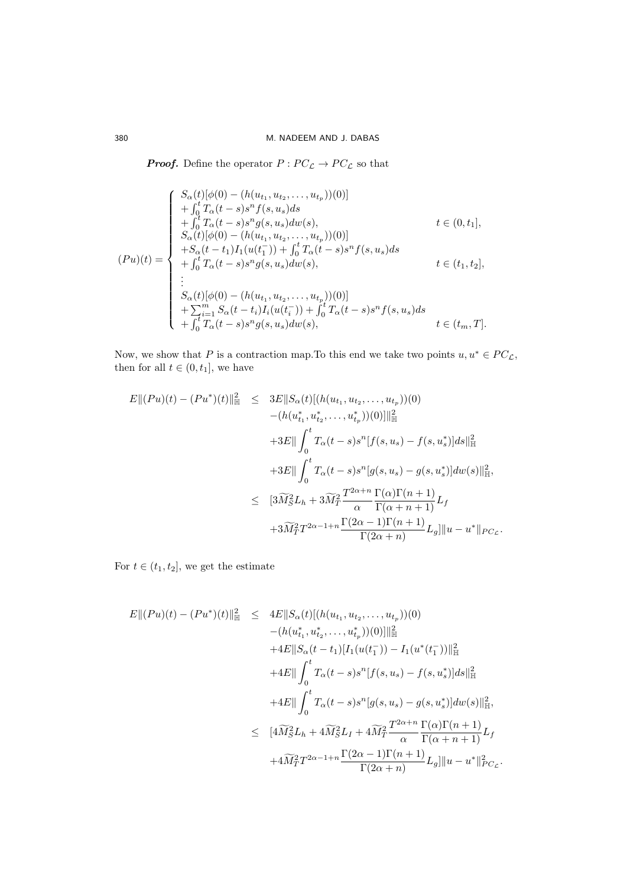***Proof.*** Define the operator $P : PC_{\mathcal{L}} \to PC_{\mathcal{L}}$ so that

$$
(Pu)(t) = \begin{cases}
S_\alpha(t)[\phi(0) - (h(u_{t_1}, u_{t_2}, \dots, u_{t_p}))(0)] \\
+ \int_0^t T_\alpha(t-s)s^n f(s, u_s)ds \\
+ \int_0^t T_\alpha(t-s)s^n g(s, u_s)dw(s), & t \in (0, t_1], \\
S_\alpha(t)[\phi(0) - (h(u_{t_1}, u_{t_2}, \dots, u_{t_p}))(0)] \\
+S_\alpha(t-t_1)I_1(u(t_1^-)) + \int_0^t T_\alpha(t-s)s^n f(s, u_s)ds \\
+ \int_0^t T_\alpha(t-s)s^n g(s, u_s)dw(s), & t \in (t_1, t_2], \\
\vdots \\
S_\alpha(t)[\phi(0) - (h(u_{t_1}, u_{t_2}, \dots, u_{t_p}))(0)] \\
+ \sum_{i=1}^m S_\alpha(t-t_i)I_i(u(t_i^-)) + \int_0^t T_\alpha(t-s)s^n f(s, u_s)ds \\
+ \int_0^t T_\alpha(t-s)s^n g(s, u_s)dw(s), & t \in (t_m, T].
\end{cases}
$$

Now, we show that $P$ is a contraction map.To this end we take two points $u, u^* \in PC_{\mathcal{L}}$, then for all $t \in (0, t_1]$, we have

$$
\begin{aligned}
E\|(Pu)(t) - (Pu^*)(t)\|_{\mathbb{H}}^2 \quad &\leq \quad 3E\|S_\alpha(t)[(h(u_{t_1}, u_{t_2}, \dots, u_{t_p}))(0) \\
&\quad -(h(u_{t_1}^*, u_{t_2}^*, \dots, u_{t_p}^*))(0)]\|_{\mathbb{H}}^2 \\
&\quad +3E\|\int_0^t T_\alpha(t-s)s^n[f(s, u_s) - f(s, u_s^*)]ds\|_{\mathbb{H}}^2 \\
&\quad +3E\|\int_0^t T_\alpha(t-s)s^n[g(s, u_s) - g(s, u_s^*)]dw(s)\|_{\mathbb{H}}^2, \\
&\leq \quad [3\widetilde{M}_S^2 L_h + 3\widetilde{M}_T^2 \frac{T^{2\alpha+n}}{\alpha} \frac{\Gamma(\alpha)\Gamma(n+1)}{\Gamma(\alpha+n+1)} L_f \\
&\quad +3\widetilde{M}_T^2 T^{2\alpha-1+n} \frac{\Gamma(2\alpha-1)\Gamma(n+1)}{\Gamma(2\alpha+n)} L_g]\|u - u^*\|_{PC_{\mathcal{L}}}.
\end{aligned}
$$

For $t \in (t_1, t_2]$, we get the estimate

$$
\begin{aligned}
E\|(Pu)(t) - (Pu^*)(t)\|_{\mathbb{H}}^2 \quad &\leq \quad 4E\|S_\alpha(t)[(h(u_{t_1}, u_{t_2}, \dots, u_{t_p}))(0) \\
&\quad -(h(u_{t_1}^*, u_{t_2}^*, \dots, u_{t_p}^*))(0)]\|_{\mathbb{H}}^2 \\
&\quad +4E\|S_\alpha(t-t_1)[I_1(u(t_1^-)) - I_1(u^*(t_1^-))\|_{\mathbb{H}}^2 \\
&\quad +4E\|\int_0^t T_\alpha(t-s)s^n[f(s, u_s) - f(s, u_s^*)]ds\|_{\mathbb{H}}^2 \\
&\quad +4E\|\int_0^t T_\alpha(t-s)s^n[g(s, u_s) - g(s, u_s^*)]dw(s)\|_{\mathbb{H}}^2, \\
&\leq \quad [4\widetilde{M}_S^2 L_h + 4\widetilde{M}_S^2 L_I + 4\widetilde{M}_T^2 \frac{T^{2\alpha+n}}{\alpha} \frac{\Gamma(\alpha)\Gamma(n+1)}{\Gamma(\alpha+n+1)} L_f \\
&\quad +4\widetilde{M}_T^2 T^{2\alpha-1+n} \frac{\Gamma(2\alpha-1)\Gamma(n+1)}{\Gamma(2\alpha+n)} L_g]\|u - u^*\|_{PC_{\mathcal{L}}}^2.
\end{aligned}
$$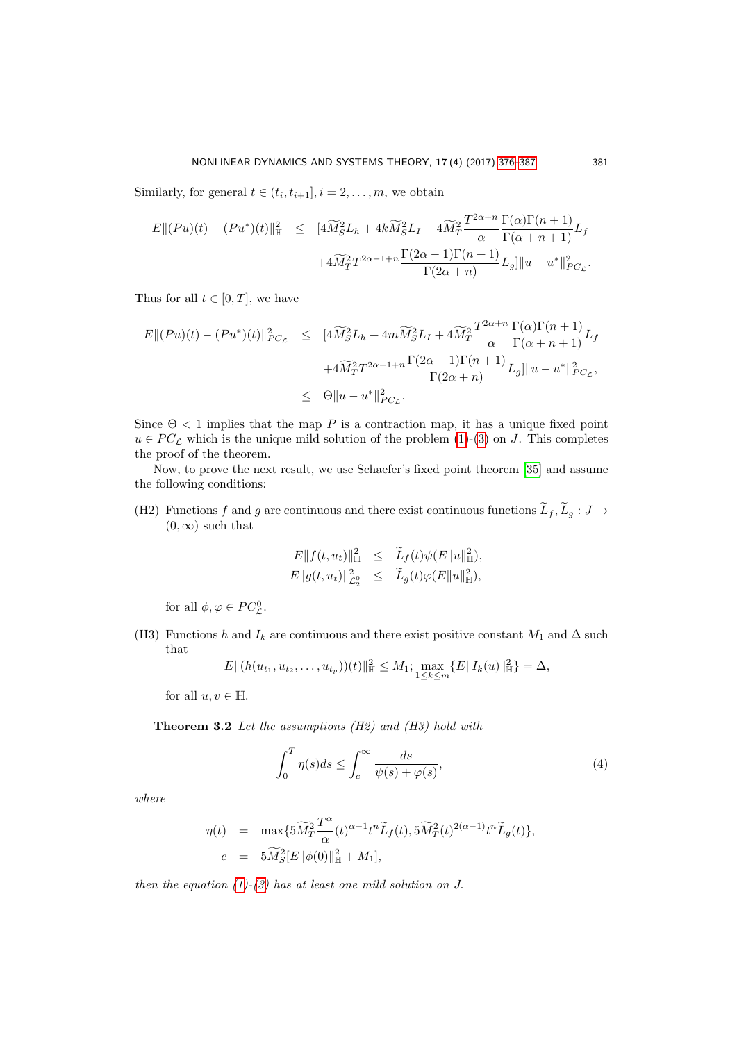Similarly, for general $t \in (t_i, t_{i+1}], i = 2, \ldots, m$, we obtain

$$
\begin{aligned}
E\|(Pu)(t) - (Pu^*)(t)\|_{\mathbb{H}}^2 \quad &\leq \quad [4\widetilde{M}_S^2 L_h + 4k\widetilde{M}_S^2 L_I + 4\widetilde{M}_T^2 \frac{T^{2\alpha+n}}{\alpha} \frac{\Gamma(\alpha)\Gamma(n+1)}{\Gamma(\alpha+n+1)} L_f \\
&\quad + 4\widetilde{M}_T^2 T^{2\alpha-1+n} \frac{\Gamma(2\alpha-1)\Gamma(n+1)}{\Gamma(2\alpha+n)} L_g] \|u - u^*\|_{PC_{\mathcal{L}}}^2.
\end{aligned}
$$

Thus for all $t \in [0, T]$, we have

$$
\begin{aligned}
E\|(Pu)(t) - (Pu^*)(t)\|_{PC_{\mathcal{L}}}^2 \quad &\leq \quad [4\widetilde{M}_S^2 L_h + 4m\widetilde{M}_S^2 L_I + 4\widetilde{M}_T^2 \frac{T^{2\alpha+n}}{\alpha} \frac{\Gamma(\alpha)\Gamma(n+1)}{\Gamma(\alpha+n+1)} L_f \\
&\quad + 4\widetilde{M}_T^2 T^{2\alpha-1+n} \frac{\Gamma(2\alpha-1)\Gamma(n+1)}{\Gamma(2\alpha+n)} L_g] \|u - u^*\|_{PC_{\mathcal{L}}}^2, \\
&\leq \quad \Theta \|u - u^*\|_{PC_{\mathcal{L}}}^2.
\end{aligned}
$$

Since $\Theta < 1$ implies that the map $P$ is a contraction map, it has a unique fixed point $u \in PC_{\mathcal{L}}$ which is the unique mild solution of the problem (1)-(3) on $J$. This completes the proof of the theorem.

Now, to prove the next result, we use Schaefer's fixed point theorem [35] and assume the following conditions:

(H2) Functions $f$ and $g$ are continuous and there exist continuous functions $\widetilde{L}_f, \widetilde{L}_g : J \to (0, \infty)$ such that

$$
\begin{aligned}
E\|f(t, u_t)\|_{\mathbb{H}}^2 &\leq \widetilde{L}_f(t)\psi(E\|u\|_{\mathbb{H}}^2), \\
E\|g(t, u_t)\|_{\mathcal{L}_2^0}^2 &\leq \widetilde{L}_g(t)\varphi(E\|u\|_{\mathbb{H}}^2),
\end{aligned}
$$

for all $\phi, \varphi \in PC_{\mathcal{L}}^0$.

(H3) Functions $h$ and $I_k$ are continuous and there exist positive constant $M_1$ and $\Delta$ such that

$$
E\|(h(u_{t_1}, u_{t_2}, \ldots, u_{t_p}))(t)\|_{\mathbb{H}}^2 \leq M_1; \max_{1 \leq k \leq m} \{E\|I_k(u)\|_{\mathbb{H}}^2\} = \Delta,
$$

for all $u, v \in \mathbb{H}$.

**Theorem 3.2** *Let the assumptions (H2) and (H3) hold with*

$$
\int_0^T \eta(s)ds \leq \int_c^\infty \frac{ds}{\psi(s) + \varphi(s)}, \tag{4}
$$

*where*

$$
\begin{aligned}
\eta(t) &= \max\{5\widetilde{M}_T^2 \frac{T^\alpha}{\alpha}(t)^{\alpha-1} t^n \widetilde{L}_f(t), 5\widetilde{M}_T^2 (t)^{2(\alpha-1)} t^n \widetilde{L}_g(t)\}, \\
c &= 5\widetilde{M}_S^2 [E\|\phi(0)\|_{\mathbb{H}}^2 + M_1],
\end{aligned}
$$

*then the equation (1)-(3) has at least one mild solution on $J$.*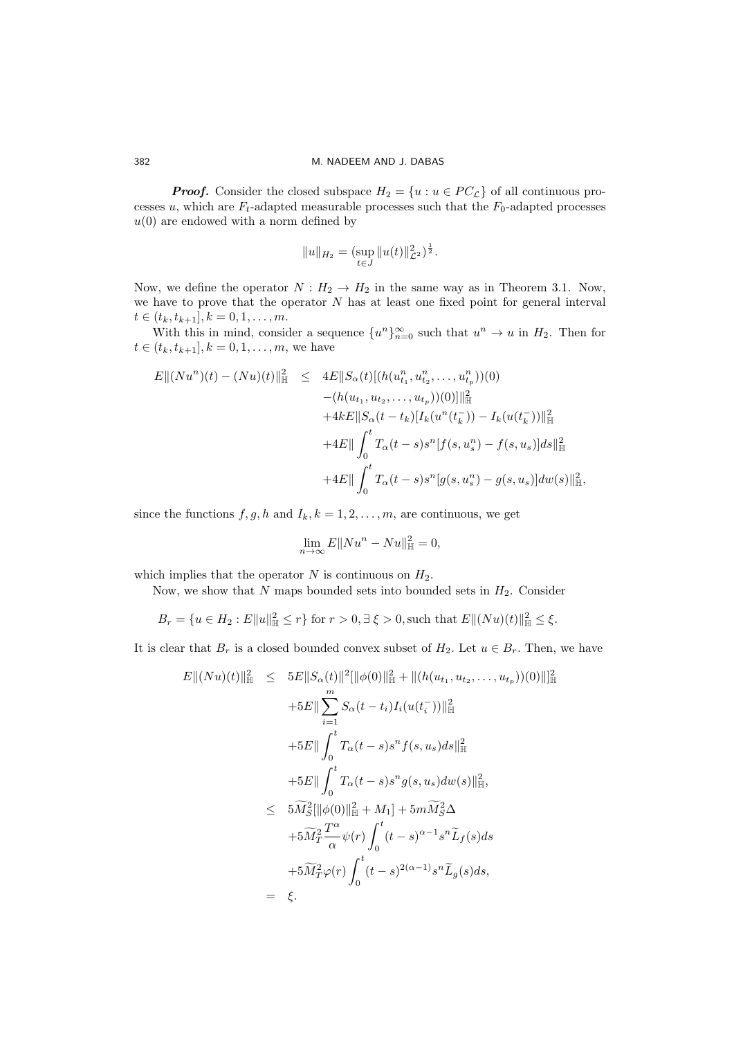***Proof.*** Consider the closed subspace $H_2 = \{u : u \in PC_{\mathcal{L}}\}$ of all continuous processes $u$, which are $F_t$-adapted measurable processes such that the $F_0$-adapted processes $u(0)$ are endowed with a norm defined by

$$\|u\|_{H_2} = (\sup_{t\in J} \|u(t)\|^2_{\mathcal{L}^2})^{\frac{1}{2}}.$$

Now, we define the operator $N : H_2 \to H_2$ in the same way as in Theorem 3.1. Now, we have to prove that the operator $N$ has at least one fixed point for general interval $t \in (t_k, t_{k+1}], k = 0, 1, \ldots, m$.

With this in mind, consider a sequence $\{u^n\}_{n=0}^{\infty}$ such that $u^n \to u$ in $H_2$. Then for $t \in (t_k, t_{k+1}], k = 0, 1, \ldots, m$, we have

$$\begin{aligned}
E\|(Nu^n)(t) - (Nu)(t)\|^2_{\mathbb{H}} \leq\ & 4E\|S_\alpha(t)[(h(u^n_{t_1}, u^n_{t_2}, \ldots, u^n_{t_p}))(0) \\
& -(h(u_{t_1}, u_{t_2}, \ldots, u_{t_p}))(0)]\|^2_{\mathbb{H}} \\
& +4kE\|S_\alpha(t - t_k)[I_k(u^n(t_k^-)) - I_k(u(t_k^-))\|^2_{\mathbb{H}} \\
& +4E\| \int_0^t T_\alpha(t - s)s^n[f(s, u^n_s) - f(s, u_s)]ds\|^2_{\mathbb{H}} \\
& +4E\| \int_0^t T_\alpha(t - s)s^n[g(s, u^n_s) - g(s, u_s)]dw(s)\|^2_{\mathbb{H}},
\end{aligned}$$

since the functions $f, g, h$ and $I_k, k = 1, 2, \ldots, m$, are continuous, we get

$$\lim_{n\to\infty} E\|Nu^n - Nu\|^2_{\mathbb{H}} = 0,$$

which implies that the operator $N$ is continuous on $H_2$.

Now, we show that $N$ maps bounded sets into bounded sets in $H_2$. Consider

$$B_r = \{u \in H_2 : E\|u\|^2_{\mathbb{H}} \leq r\} \text{ for } r > 0, \exists\, \xi > 0, \text{such that } E\|(Nu)(t)\|^2_{\mathbb{H}} \leq \xi.$$

It is clear that $B_r$ is a closed bounded convex subset of $H_2$. Let $u \in B_r$. Then, we have

$$\begin{aligned}
E\|(Nu)(t)\|^2_{\mathbb{H}} \leq\ & 5E\|S_\alpha(t)\|^2[\|\phi(0)\|^2_{\mathbb{H}} + \|(h(u_{t_1}, u_{t_2}, \ldots, u_{t_p}))(0)\|]^2_{\mathbb{H}} \\
& +5E\| \sum_{i=1}^m S_\alpha(t - t_i)I_i(u(t_i^-))\|^2_{\mathbb{H}} \\
& +5E\| \int_0^t T_\alpha(t - s)s^n f(s, u_s)ds\|^2_{\mathbb{H}} \\
& +5E\| \int_0^t T_\alpha(t - s)s^n g(s, u_s)dw(s)\|^2_{\mathbb{H}}, \\
\leq\ & 5\widetilde{M}^2_S[\|\phi(0)\|^2_{\mathbb{H}} + M_1] + 5m\widetilde{M}^2_S\Delta \\
& +5\widetilde{M}^2_T \frac{T^\alpha}{\alpha}\psi(r) \int_0^t (t - s)^{\alpha-1}s^n\widetilde{L}_f(s)ds \\
& +5\widetilde{M}^2_T\varphi(r) \int_0^t (t - s)^{2(\alpha-1)}s^n\widetilde{L}_g(s)ds, \\
=\ & \xi.
\end{aligned}$$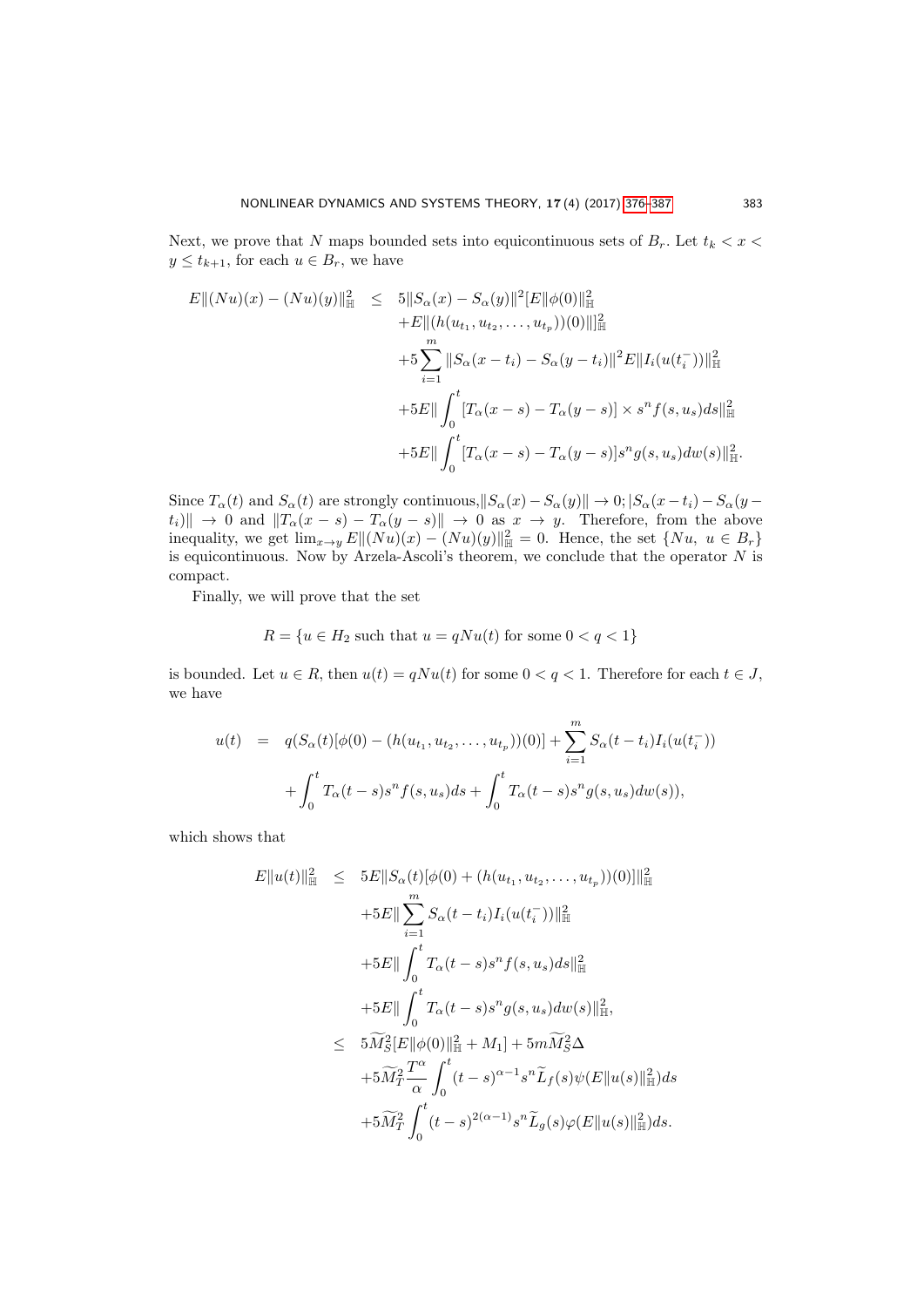Next, we prove that $N$ maps bounded sets into equicontinuous sets of $B_r$. Let $t_k < x < y \leq t_{k+1}$, for each $u \in B_r$, we have

$$
\begin{aligned}
E\|(Nu)(x) - (Nu)(y)\|_{\mathbb{H}}^2 \quad \leq \quad & 5\|S_\alpha(x) - S_\alpha(y)\|^2 [E\|\phi(0)\|_{\mathbb{H}}^2 \\
& + E\|(h(u_{t_1}, u_{t_2}, \ldots, u_{t_p}))(0)\|]_{\mathbb{H}}^2 \\
& + 5\sum_{i=1}^{m} \|S_\alpha(x - t_i) - S_\alpha(y - t_i)\|^2 E\|I_i(u(t_i^-))\|_{\mathbb{H}}^2 \\
& + 5E\|\int_0^t [T_\alpha(x - s) - T_\alpha(y - s)] \times s^n f(s, u_s) ds\|_{\mathbb{H}}^2 \\
& + 5E\|\int_0^t [T_\alpha(x - s) - T_\alpha(y - s)] s^n g(s, u_s) dw(s)\|_{\mathbb{H}}^2.
\end{aligned}
$$

Since $T_\alpha(t)$ and $S_\alpha(t)$ are strongly continuous,$\|S_\alpha(x) - S_\alpha(y)\| \to 0; |S_\alpha(x - t_i) - S_\alpha(y - t_i)\| \to 0$ and $\|T_\alpha(x - s) - T_\alpha(y - s)\| \to 0$ as $x \to y$. Therefore, from the above inequality, we get $\lim_{x \to y} E\|(Nu)(x) - (Nu)(y)\|_{\mathbb{H}}^2 = 0$. Hence, the set $\{Nu, \ u \in B_r\}$ is equicontinuous. Now by Arzela-Ascoli's theorem, we conclude that the operator $N$ is compact.

Finally, we will prove that the set

$$
R = \{u \in H_2 \text{ such that } u = qNu(t) \text{ for some } 0 < q < 1\}
$$

is bounded. Let $u \in R$, then $u(t) = qNu(t)$ for some $0 < q < 1$. Therefore for each $t \in J$, we have

$$
\begin{aligned}
u(t) \quad = \quad & q(S_\alpha(t)[\phi(0) - (h(u_{t_1}, u_{t_2}, \ldots, u_{t_p}))(0)] + \sum_{i=1}^{m} S_\alpha(t - t_i) I_i(u(t_i^-)) \\
& + \int_0^t T_\alpha(t - s) s^n f(s, u_s) ds + \int_0^t T_\alpha(t - s) s^n g(s, u_s) dw(s)),
\end{aligned}
$$

which shows that

$$
\begin{aligned}
E\|u(t)\|_{\mathbb{H}}^2 \quad \leq \quad & 5E\|S_\alpha(t)[\phi(0) + (h(u_{t_1}, u_{t_2}, \ldots, u_{t_p}))(0)]\|_{\mathbb{H}}^2 \\
& + 5E\|\sum_{i=1}^{m} S_\alpha(t - t_i) I_i(u(t_i^-))\|_{\mathbb{H}}^2 \\
& + 5E\|\int_0^t T_\alpha(t - s) s^n f(s, u_s) ds\|_{\mathbb{H}}^2 \\
& + 5E\|\int_0^t T_\alpha(t - s) s^n g(s, u_s) dw(s)\|_{\mathbb{H}}^2, \\
\leq \quad & 5\widetilde{M}_S^2 [E\|\phi(0)\|_{\mathbb{H}}^2 + M_1] + 5m\widetilde{M}_S^2 \Delta \\
& + 5\widetilde{M}_T^2 \frac{T^\alpha}{\alpha} \int_0^t (t - s)^{\alpha - 1} s^n \widetilde{L}_f(s) \psi(E\|u(s)\|_{\mathbb{H}}^2) ds \\
& + 5\widetilde{M}_T^2 \int_0^t (t - s)^{2(\alpha - 1)} s^n \widetilde{L}_g(s) \varphi(E\|u(s)\|_{\mathbb{H}}^2) ds.
\end{aligned}
$$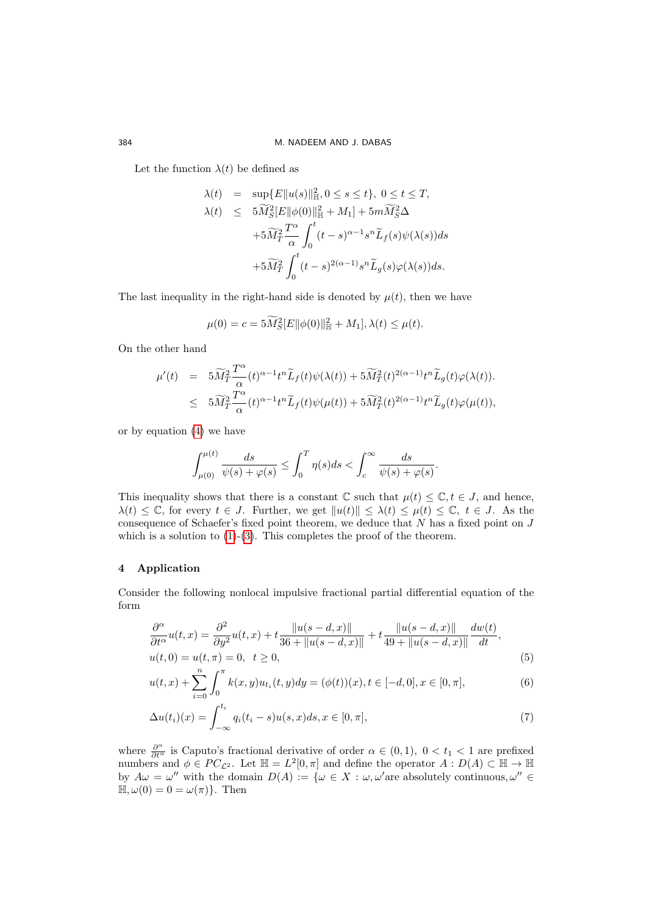Let the function $\lambda(t)$ be defined as

$$
\begin{aligned}
\lambda(t) &= \sup\{E\|u(s)\|_{\mathbb{H}}^2, 0 \leq s \leq t\},\ 0 \leq t \leq T, \\
\lambda(t) &\leq 5\widetilde{M}_S^2[E\|\phi(0)\|_{\mathbb{H}}^2 + M_1] + 5m\widetilde{M}_S^2\Delta \\
&\quad + 5\widetilde{M}_T^2\frac{T^\alpha}{\alpha}\int_0^t (t-s)^{\alpha-1}s^n\widetilde{L}_f(s)\psi(\lambda(s))ds \\
&\quad + 5\widetilde{M}_T^2\int_0^t (t-s)^{2(\alpha-1)}s^n\widetilde{L}_g(s)\varphi(\lambda(s))ds.
\end{aligned}
$$

The last inequality in the right-hand side is denoted by $\mu(t)$, then we have

$$
\mu(0) = c = 5\widetilde{M}_S^2[E\|\phi(0)\|_{\mathbb{H}}^2 + M_1], \lambda(t) \leq \mu(t).
$$

On the other hand

$$
\begin{aligned}
\mu'(t) &= 5\widetilde{M}_T^2\frac{T^\alpha}{\alpha}(t)^{\alpha-1}t^n\widetilde{L}_f(t)\psi(\lambda(t)) + 5\widetilde{M}_T^2(t)^{2(\alpha-1)}t^n\widetilde{L}_g(t)\varphi(\lambda(t)). \\
&\leq 5\widetilde{M}_T^2\frac{T^\alpha}{\alpha}(t)^{\alpha-1}t^n\widetilde{L}_f(t)\psi(\mu(t)) + 5\widetilde{M}_T^2(t)^{2(\alpha-1)}t^n\widetilde{L}_g(t)\varphi(\mu(t)),
\end{aligned}
$$

or by equation (4) we have

$$
\int_{\mu(0)}^{\mu(t)} \frac{ds}{\psi(s)+\varphi(s)} \leq \int_0^T \eta(s)ds < \int_c^\infty \frac{ds}{\psi(s)+\varphi(s)}.
$$

This inequality shows that there is a constant $\mathbb{C}$ such that $\mu(t) \leq \mathbb{C}, t \in J$, and hence, $\lambda(t) \leq \mathbb{C}$, for every $t \in J$. Further, we get $\|u(t)\| \leq \lambda(t) \leq \mu(t) \leq \mathbb{C}$, $t \in J$. As the consequence of Schaefer's fixed point theorem, we deduce that $N$ has a fixed point on $J$ which is a solution to (1)-(3). This completes the proof of the theorem.

## 4 Application

Consider the following nonlocal impulsive fractional partial differential equation of the form

$$
\frac{\partial^\alpha}{\partial t^\alpha}u(t,x) = \frac{\partial^2}{\partial y^2}u(t,x) + t\frac{\|u(s-d,x)\|}{36+\|u(s-d,x)\|} + t\frac{\|u(s-d,x)\|}{49+\|u(s-d,x)\|}\frac{dw(t)}{dt},
$$

$$
u(t,0) = u(t,\pi) = 0,\ \ t \geq 0, \tag{5}
$$

$$
u(t,x) + \sum_{i=0}^n \int_0^\pi k(x,y)u_{t_i}(t,y)dy = (\phi(t))(x), t \in [-d,0], x \in [0,\pi], \tag{6}
$$

$$
\Delta u(t_i)(x) = \int_{-\infty}^{t_i} q_i(t_i - s)u(s,x)ds, x \in [0,\pi], \tag{7}
$$

where $\frac{\partial^\alpha}{\partial t^\alpha}$ is Caputo's fractional derivative of order $\alpha \in (0,1)$, $0 < t_1 < 1$ are prefixed numbers and $\phi \in PC_{\mathcal{L}^2}$. Let $\mathbb{H} = L^2[0,\pi]$ and define the operator $A : D(A) \subset \mathbb{H} \to \mathbb{H}$ by $A\omega = \omega''$ with the domain $D(A) := \{\omega \in X : \omega, \omega'\text{are absolutely continuous}, \omega'' \in \mathbb{H}, \omega(0) = 0 = \omega(\pi)\}$. Then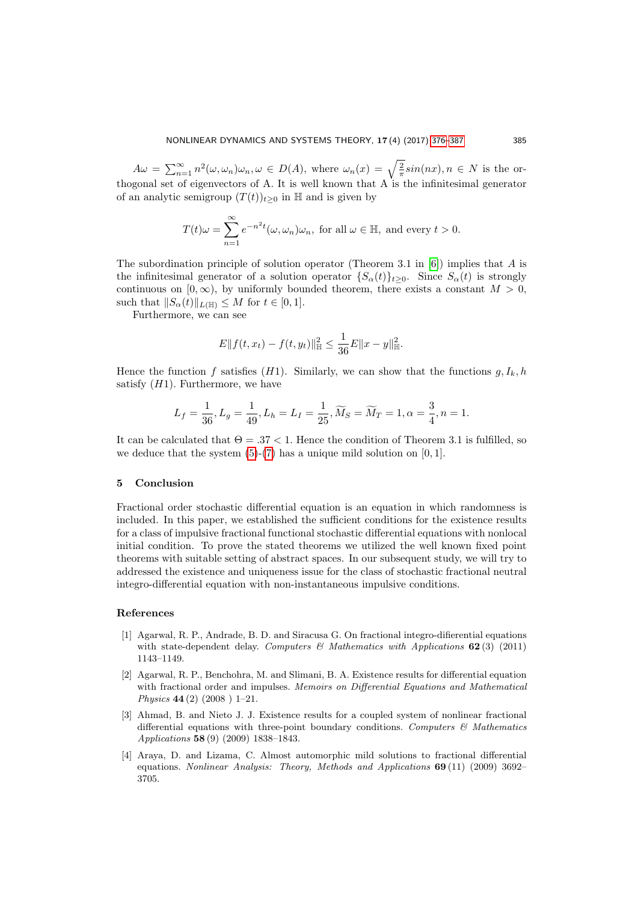$A\omega = \sum_{n=1}^{\infty} n^2(\omega, \omega_n)\omega_n, \omega \in D(A)$, where $\omega_n(x) = \sqrt{\frac{2}{\pi}} sin(nx), n \in N$ is the orthogonal set of eigenvectors of A. It is well known that A is the infinitesimal generator of an analytic semigroup $(T(t))_{t\geq 0}$ in $\mathbb{H}$ and is given by

$$T(t)\omega = \sum_{n=1}^{\infty} e^{-n^2 t}(\omega, \omega_n)\omega_n, \text{ for all } \omega \in \mathbb{H}, \text{ and every } t > 0.$$

The subordination principle of solution operator (Theorem 3.1 in [6]) implies that $A$ is the infinitesimal generator of a solution operator $\{S_\alpha(t)\}_{t\geq 0}$. Since $S_\alpha(t)$ is strongly continuous on $[0, \infty)$, by uniformly bounded theorem, there exists a constant $M > 0$, such that $\|S_\alpha(t)\|_{L(\mathbb{H})} \leq M$ for $t \in [0, 1]$.

Furthermore, we can see

$$E\|f(t, x_t) - f(t, y_t)\|_{\mathbb{H}}^2 \leq \frac{1}{36} E\|x - y\|_{\mathbb{H}}^2.$$

Hence the function $f$ satisfies $(H1)$. Similarly, we can show that the functions $g, I_k, h$ satisfy $(H1)$. Furthermore, we have

$$L_f = \frac{1}{36}, L_g = \frac{1}{49}, L_h = L_I = \frac{1}{25}, \widetilde{M}_S = \widetilde{M}_T = 1, \alpha = \frac{3}{4}, n = 1.$$

It can be calculated that $\Theta = .37 < 1$. Hence the condition of Theorem 3.1 is fulfilled, so we deduce that the system (5)-(7) has a unique mild solution on $[0, 1]$.

## 5 Conclusion

Fractional order stochastic differential equation is an equation in which randomness is included. In this paper, we established the sufficient conditions for the existence results for a class of impulsive fractional functional stochastic differential equations with nonlocal initial condition. To prove the stated theorems we utilized the well known fixed point theorems with suitable setting of abstract spaces. In our subsequent study, we will try to addressed the existence and uniqueness issue for the class of stochastic fractional neutral integro-differential equation with non-instantaneous impulsive conditions.

## References

[1] Agarwal, R. P., Andrade, B. D. and Siracusa G. On fractional integro-difierential equations with state-dependent delay. *Computers & Mathematics with Applications* **62** (3) (2011) 1143–1149.

[2] Agarwal, R. P., Benchohra, M. and Slimani, B. A. Existence results for differential equation with fractional order and impulses. *Memoirs on Differential Equations and Mathematical Physics* **44** (2) (2008 ) 1–21.

[3] Ahmad, B. and Nieto J. J. Existence results for a coupled system of nonlinear fractional differential equations with three-point boundary conditions. *Computers & Mathematics Applications* **58** (9) (2009) 1838–1843.

[4] Araya, D. and Lizama, C. Almost automorphic mild solutions to fractional differential equations. *Nonlinear Analysis: Theory, Methods and Applications* **69** (11) (2009) 3692–3705.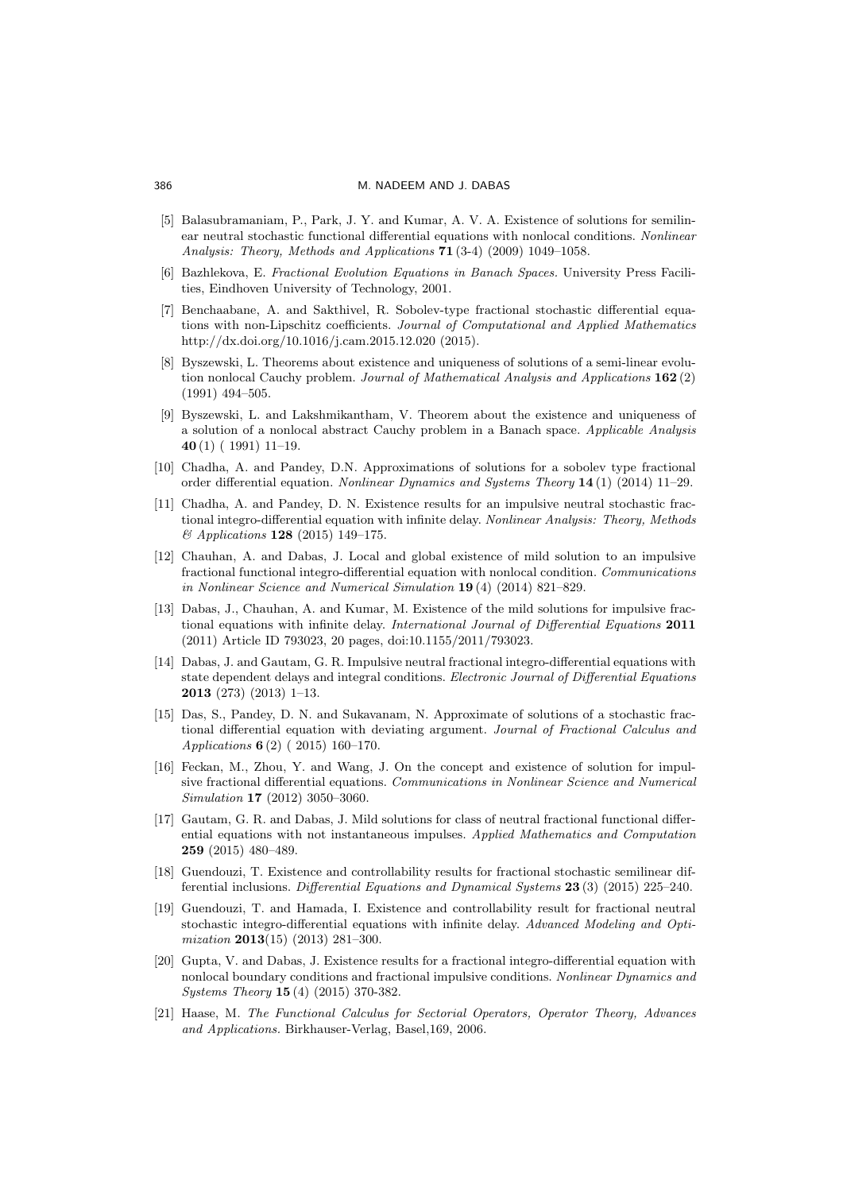[5] Balasubramaniam, P., Park, J. Y. and Kumar, A. V. A. Existence of solutions for semilinear neutral stochastic functional differential equations with nonlocal conditions. *Nonlinear Analysis: Theory, Methods and Applications* **71** (3-4) (2009) 1049–1058.

[6] Bazhlekova, E. *Fractional Evolution Equations in Banach Spaces.* University Press Facilities, Eindhoven University of Technology, 2001.

[7] Benchaabane, A. and Sakthivel, R. Sobolev-type fractional stochastic differential equations with non-Lipschitz coefficients. *Journal of Computational and Applied Mathematics* http://dx.doi.org/10.1016/j.cam.2015.12.020 (2015).

[8] Byszewski, L. Theorems about existence and uniqueness of solutions of a semi-linear evolution nonlocal Cauchy problem. *Journal of Mathematical Analysis and Applications* **162** (2) (1991) 494–505.

[9] Byszewski, L. and Lakshmikantham, V. Theorem about the existence and uniqueness of a solution of a nonlocal abstract Cauchy problem in a Banach space. *Applicable Analysis* **40** (1) ( 1991) 11–19.

[10] Chadha, A. and Pandey, D.N. Approximations of solutions for a sobolev type fractional order differential equation. *Nonlinear Dynamics and Systems Theory* **14** (1) (2014) 11–29.

[11] Chadha, A. and Pandey, D. N. Existence results for an impulsive neutral stochastic fractional integro-differential equation with infinite delay. *Nonlinear Analysis: Theory, Methods & Applications* **128** (2015) 149–175.

[12] Chauhan, A. and Dabas, J. Local and global existence of mild solution to an impulsive fractional functional integro-differential equation with nonlocal condition. *Communications in Nonlinear Science and Numerical Simulation* **19** (4) (2014) 821–829.

[13] Dabas, J., Chauhan, A. and Kumar, M. Existence of the mild solutions for impulsive fractional equations with infinite delay. *International Journal of Differential Equations* **2011** (2011) Article ID 793023, 20 pages, doi:10.1155/2011/793023.

[14] Dabas, J. and Gautam, G. R. Impulsive neutral fractional integro-differential equations with state dependent delays and integral conditions. *Electronic Journal of Differential Equations* **2013** (273) (2013) 1–13.

[15] Das, S., Pandey, D. N. and Sukavanam, N. Approximate of solutions of a stochastic fractional differential equation with deviating argument. *Journal of Fractional Calculus and Applications* **6** (2) ( 2015) 160–170.

[16] Feckan, M., Zhou, Y. and Wang, J. On the concept and existence of solution for impulsive fractional differential equations. *Communications in Nonlinear Science and Numerical Simulation* **17** (2012) 3050–3060.

[17] Gautam, G. R. and Dabas, J. Mild solutions for class of neutral fractional functional differential equations with not instantaneous impulses. *Applied Mathematics and Computation* **259** (2015) 480–489.

[18] Guendouzi, T. Existence and controllability results for fractional stochastic semilinear differential inclusions. *Differential Equations and Dynamical Systems* **23** (3) (2015) 225–240.

[19] Guendouzi, T. and Hamada, I. Existence and controllability result for fractional neutral stochastic integro-differential equations with infinite delay. *Advanced Modeling and Optimization* **2013**(15) (2013) 281–300.

[20] Gupta, V. and Dabas, J. Existence results for a fractional integro-differential equation with nonlocal boundary conditions and fractional impulsive conditions. *Nonlinear Dynamics and Systems Theory* **15** (4) (2015) 370-382.

[21] Haase, M. *The Functional Calculus for Sectorial Operators, Operator Theory, Advances and Applications.* Birkhauser-Verlag, Basel,169, 2006.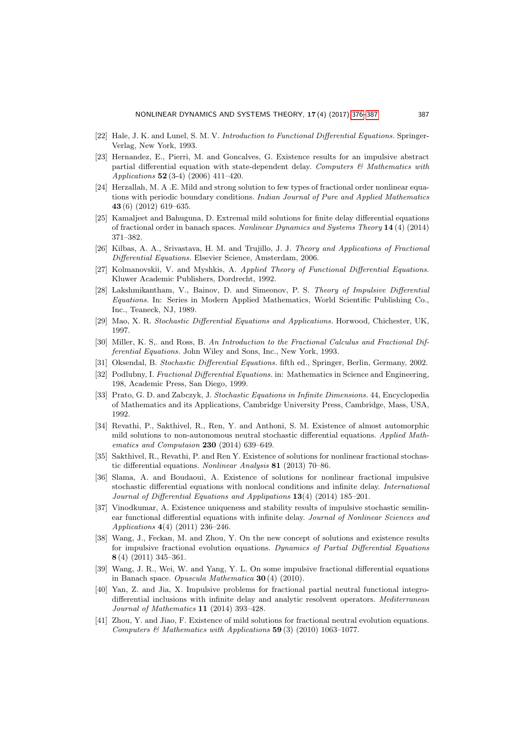[22] Hale, J. K. and Lunel, S. M. V. *Introduction to Functional Differential Equations.* Springer-Verlag, New York, 1993.

[23] Hernandez, E., Pierri, M. and Goncalves, G. Existence results for an impulsive abstract partial differential equation with state-dependent delay. *Computers & Mathematics with Applications* **52** (3-4) (2006) 411–420.

[24] Herzallah, M. A .E. Mild and strong solution to few types of fractional order nonlinear equations with periodic boundary conditions. *Indian Journal of Pure and Applied Mathematics* **43** (6) (2012) 619–635.

[25] Kamaljeet and Bahuguna, D. Extremal mild solutions for finite delay differential equations of fractional order in banach spaces. *Nonlinear Dynamics and Systems Theory* **14** (4) (2014) 371–382.

[26] Kilbas, A. A., Srivastava, H. M. and Trujillo, J. J. *Theory and Applications of Fractional Differential Equations.* Elsevier Science, Amsterdam, 2006.

[27] Kolmanovskii, V. and Myshkis, A. *Applied Theory of Functional Differential Equations.* Kluwer Academic Publishers, Dordrecht, 1992.

[28] Lakshmikantham, V., Bainov, D. and Simeonov, P. S. *Theory of Impulsive Differential Equations.* In: Series in Modern Applied Mathematics, World Scientific Publishing Co., Inc., Teaneck, NJ, 1989.

[29] Mao, X. R. *Stochastic Differential Equations and Applications.* Horwood, Chichester, UK, 1997.

[30] Miller, K. S,. and Ross, B. *An Introduction to the Fractional Calculus and Fractional Differential Equations.* John Wiley and Sons, Inc., New York, 1993.

[31] Oksendal, B. *Stochastic Differential Equations.* fifth ed., Springer, Berlin, Germany, 2002.

[32] Podlubny, I. *Fractional Differential Equations.* in: Mathematics in Science and Engineering, 198, Academic Press, San Diego, 1999.

[33] Prato, G. D. and Zabczyk, J. *Stochastic Equations in Infinite Dimensions.* 44, Encyclopedia of Mathematics and its Applications, Cambridge University Press, Cambridge, Mass, USA, 1992.

[34] Revathi, P., Sakthivel, R., Ren, Y. and Anthoni, S. M. Existence of almost automorphic mild solutions to non-autonomous neutral stochastic differential equations. *Applied Mathematics and Computaion* **230** (2014) 639–649.

[35] Sakthivel, R., Revathi, P. and Ren Y. Existence of solutions for nonlinear fractional stochastic differential equations. *Nonlinear Analysis* **81** (2013) 70–86.

[36] Slama, A. and Boudaoui, A. Existence of solutions for nonlinear fractional impulsive stochastic differential equations with nonlocal conditions and infinite delay. *International Journal of Differential Equations and Applipations* **13**(4) (2014) 185–201.

[37] Vinodkumar, A. Existence uniqueness and stability results of impulsive stochastic semilinear functional differential equations with infinite delay. *Journal of Nonlinear Sciences and Applications* **4**(4) (2011) 236–246.

[38] Wang, J., Feckan, M. and Zhou, Y. On the new concept of solutions and existence results for impulsive fractional evolution equations. *Dynamics of Partial Differential Equations* **8** (4) (2011) 345–361.

[39] Wang, J. R., Wei, W. and Yang, Y. L. On some impulsive fractional differential equations in Banach space. *Opuscula Mathematica* **30** (4) (2010).

[40] Yan, Z. and Jia, X. Impulsive problems for fractional partial neutral functional integro-differential inclusions with infinite delay and analytic resolvent operators. *Mediterranean Journal of Mathematics* **11** (2014) 393–428.

[41] Zhou, Y. and Jiao, F. Existence of mild solutions for fractional neutral evolution equations. *Computers & Mathematics with Applications* **59** (3) (2010) 1063–1077.